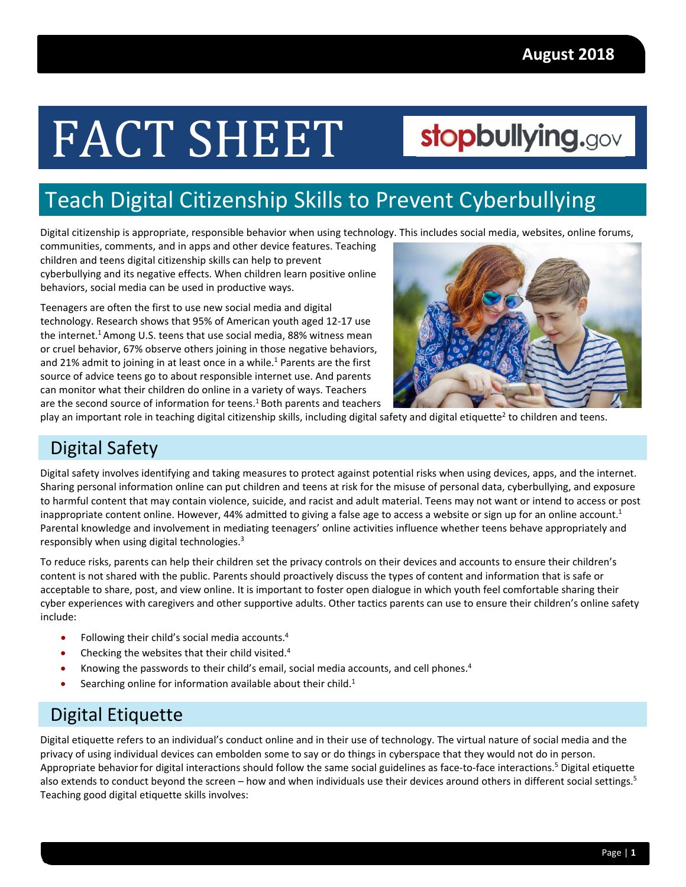August 2018

# FACT SHEET

stopbullying.gov

## Teach Digital Citizenship Skills to Prevent Cyberbullying

Digital citizenship is appropriate, responsible behavior when using technology. This includes social media, websites, online forums, communities, comments, and in apps and other device features. Teaching children and teens digital citizenship skills can help to prevent cyberbullying and its negative effects. When children learn positive online behaviors, social media can be used in productive ways.

Teenagers are often the first to use new social media and digital technology. Research shows that 95% of American youth aged 12-17 use the internet.[1] Among U.S. teens that use social media, 88% witness mean or cruel behavior, 67% observe others joining in those negative behaviors, and 21% admit to joining in at least once in a while.[1] Parents are the first source of advice teens go to about responsible internet use. And parents can monitor what their children do online in a variety of ways. Teachers are the second source of information for teens.[1] Both parents and teachers play an important role in teaching digital citizenship skills, including digital safety and digital etiquette[2] to children and teens.

### Digital Safety

Digital safety involves identifying and taking measures to protect against potential risks when using devices, apps, and the internet. Sharing personal information online can put children and teens at risk for the misuse of personal data, cyberbullying, and exposure to harmful content that may contain violence, suicide, and racist and adult material. Teens may not want or intend to access or post inappropriate content online. However, 44% admitted to giving a false age to access a website or sign up for an online account.[1] Parental knowledge and involvement in mediating teenagers' online activities influence whether teens behave appropriately and responsibly when using digital technologies.[3]

To reduce risks, parents can help their children set the privacy controls on their devices and accounts to ensure their children's content is not shared with the public. Parents should proactively discuss the types of content and information that is safe or acceptable to share, post, and view online. It is important to foster open dialogue in which youth feel comfortable sharing their cyber experiences with caregivers and other supportive adults. Other tactics parents can use to ensure their children's online safety include:

- Following their child's social media accounts.[4]
- Checking the websites that their child visited.[4]
- Knowing the passwords to their child's email, social media accounts, and cell phones.[4]
- Searching online for information available about their child.[1]

### Digital Etiquette

Digital etiquette refers to an individual's conduct online and in their use of technology. The virtual nature of social media and the privacy of using individual devices can embolden some to say or do things in cyberspace that they would not do in person. Appropriate behavior for digital interactions should follow the same social guidelines as face-to-face interactions.[5] Digital etiquette also extends to conduct beyond the screen – how and when individuals use their devices around others in different social settings.[5] Teaching good digital etiquette skills involves: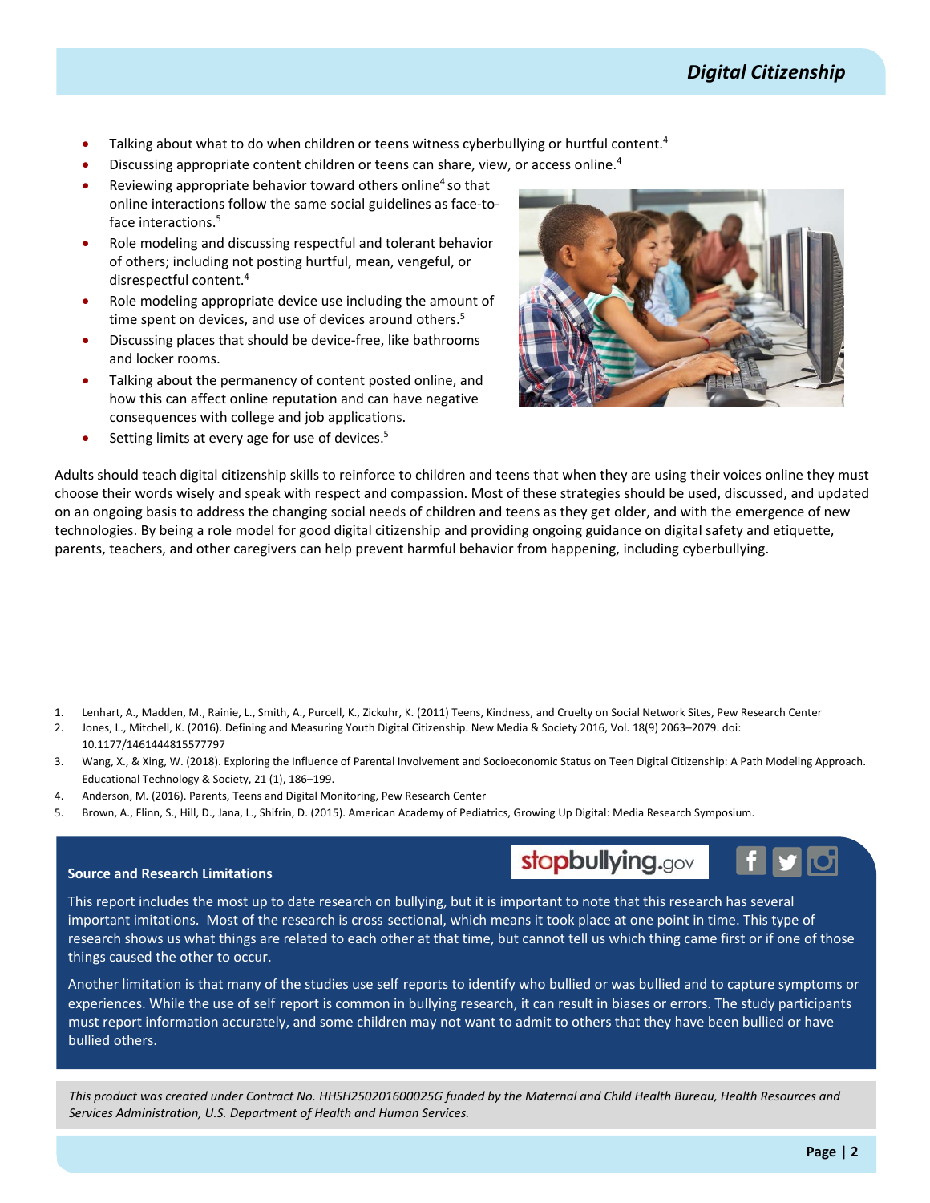- Talking about what to do when children or teens witness cyberbullying or hurtful content.[4]
- Discussing appropriate content children or teens can share, view, or access online.[4]
- Reviewing appropriate behavior toward others online[4] so that online interactions follow the same social guidelines as face-to-face interactions.[5]
- Role modeling and discussing respectful and tolerant behavior of others; including not posting hurtful, mean, vengeful, or disrespectful content.[4]
- Role modeling appropriate device use including the amount of time spent on devices, and use of devices around others.[5]
- Discussing places that should be device-free, like bathrooms and locker rooms.
- Talking about the permanency of content posted online, and how this can affect online reputation and can have negative consequences with college and job applications.
- Setting limits at every age for use of devices.[5]

Adults should teach digital citizenship skills to reinforce to children and teens that when they are using their voices online they must choose their words wisely and speak with respect and compassion. Most of these strategies should be used, discussed, and updated on an ongoing basis to address the changing social needs of children and teens as they get older, and with the emergence of new technologies. By being a role model for good digital citizenship and providing ongoing guidance on digital safety and etiquette, parents, teachers, and other caregivers can help prevent harmful behavior from happening, including cyberbullying.

1. Lenhart, A., Madden, M., Rainie, L., Smith, A., Purcell, K., Zickuhr, K. (2011) Teens, Kindness, and Cruelty on Social Network Sites, Pew Research Center
2. Jones, L., Mitchell, K. (2016). Defining and Measuring Youth Digital Citizenship. New Media & Society 2016, Vol. 18(9) 2063–2079. doi: 10.1177/1461444815577797
3. Wang, X., & Xing, W. (2018). Exploring the Influence of Parental Involvement and Socioeconomic Status on Teen Digital Citizenship: A Path Modeling Approach. Educational Technology & Society, 21 (1), 186–199.
4. Anderson, M. (2016). Parents, Teens and Digital Monitoring, Pew Research Center
5. Brown, A., Flinn, S., Hill, D., Jana, L., Shifrin, D. (2015). American Academy of Pediatrics, Growing Up Digital: Media Research Symposium.

### Source and Research Limitations

stopbullying.gov

This report includes the most up to date research on bullying, but it is important to note that this research has several important imitations. Most of the research is cross sectional, which means it took place at one point in time. This type of research shows us what things are related to each other at that time, but cannot tell us which thing came first or if one of those things caused the other to occur.

Another limitation is that many of the studies use self reports to identify who bullied or was bullied and to capture symptoms or experiences. While the use of self report is common in bullying research, it can result in biases or errors. The study participants must report information accurately, and some children may not want to admit to others that they have been bullied or have bullied others.

*This product was created under Contract No. HHSH250201600025G funded by the Maternal and Child Health Bureau, Health Resources and Services Administration, U.S. Department of Health and Human Services.*